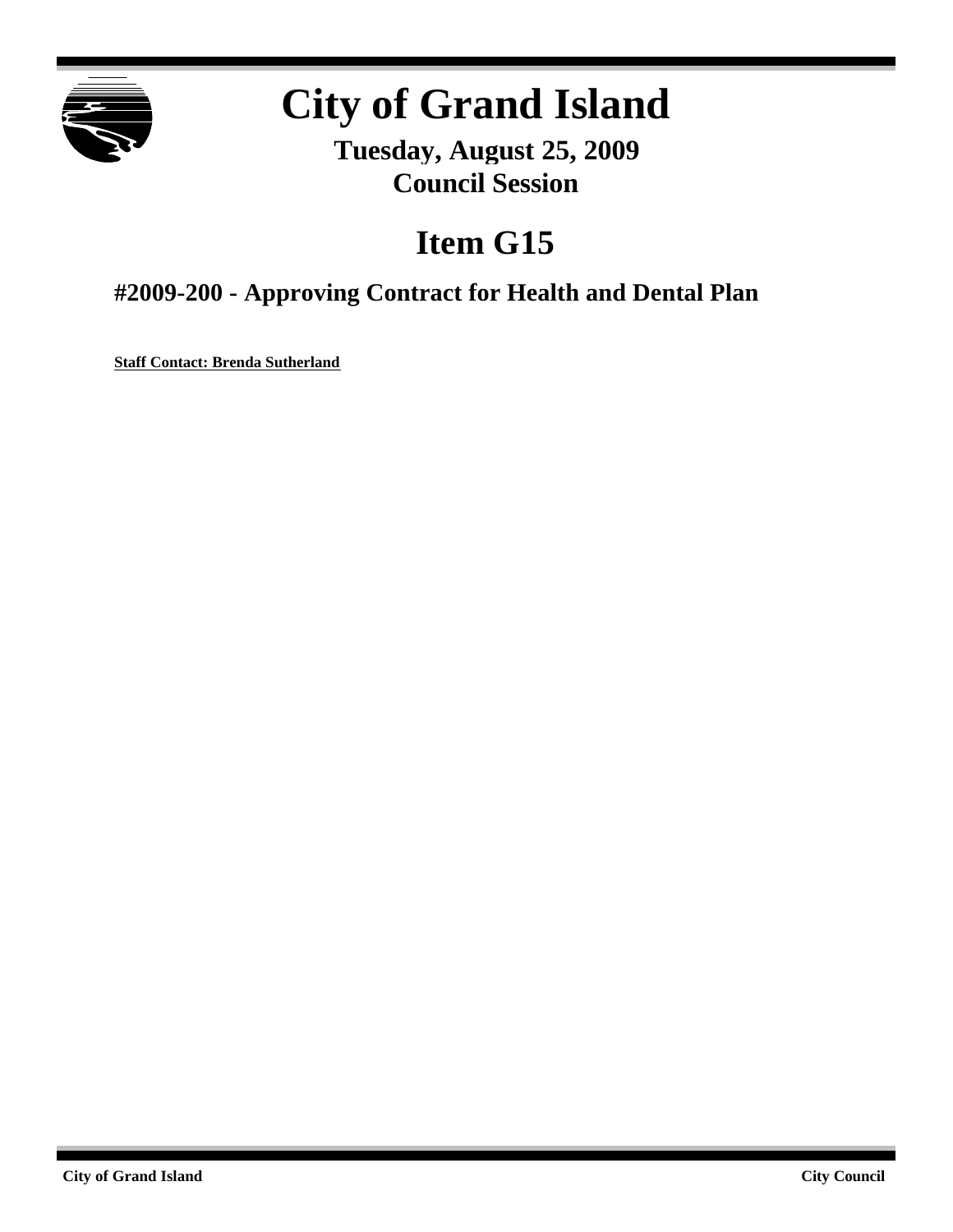# City of Grand Island

**Tuesday, August 25, 2009**
**Council Session**

## Item G15

### #2009-200 - Approving Contract for Health and Dental Plan

**Staff Contact: Brenda Sutherland**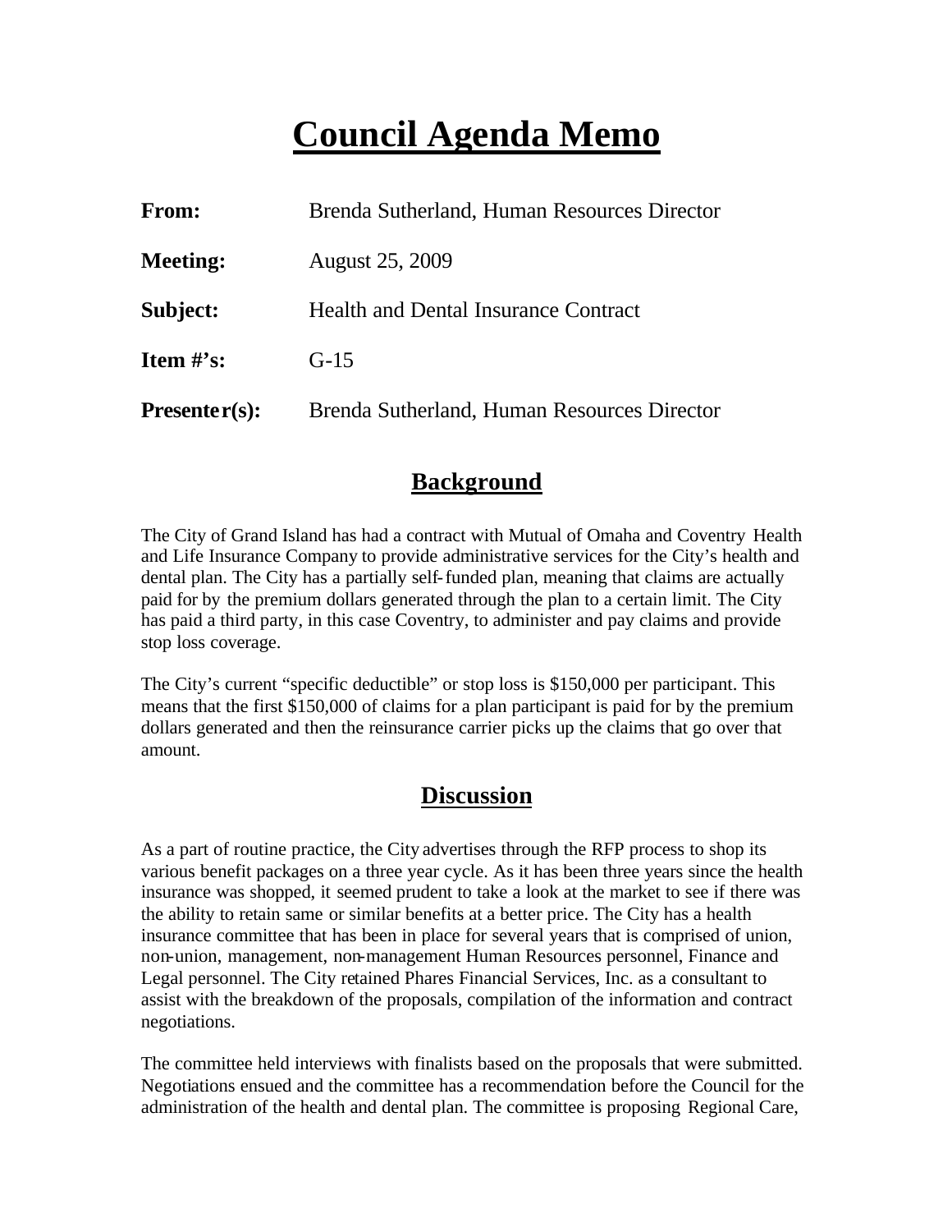# Council Agenda Memo

| | |
|---|---|
| **From:** | Brenda Sutherland, Human Resources Director |
| **Meeting:** | August 25, 2009 |
| **Subject:** | Health and Dental Insurance Contract |
| **Item #'s:** | G-15 |
| **Presenter(s):** | Brenda Sutherland, Human Resources Director |

## Background

The City of Grand Island has had a contract with Mutual of Omaha and Coventry Health and Life Insurance Company to provide administrative services for the City's health and dental plan. The City has a partially self-funded plan, meaning that claims are actually paid for by the premium dollars generated through the plan to a certain limit. The City has paid a third party, in this case Coventry, to administer and pay claims and provide stop loss coverage.

The City's current "specific deductible" or stop loss is $150,000 per participant. This means that the first $150,000 of claims for a plan participant is paid for by the premium dollars generated and then the reinsurance carrier picks up the claims that go over that amount.

## Discussion

As a part of routine practice, the City advertises through the RFP process to shop its various benefit packages on a three year cycle. As it has been three years since the health insurance was shopped, it seemed prudent to take a look at the market to see if there was the ability to retain same or similar benefits at a better price. The City has a health insurance committee that has been in place for several years that is comprised of union, non-union, management, non-management Human Resources personnel, Finance and Legal personnel. The City retained Phares Financial Services, Inc. as a consultant to assist with the breakdown of the proposals, compilation of the information and contract negotiations.

The committee held interviews with finalists based on the proposals that were submitted. Negotiations ensued and the committee has a recommendation before the Council for the administration of the health and dental plan. The committee is proposing Regional Care,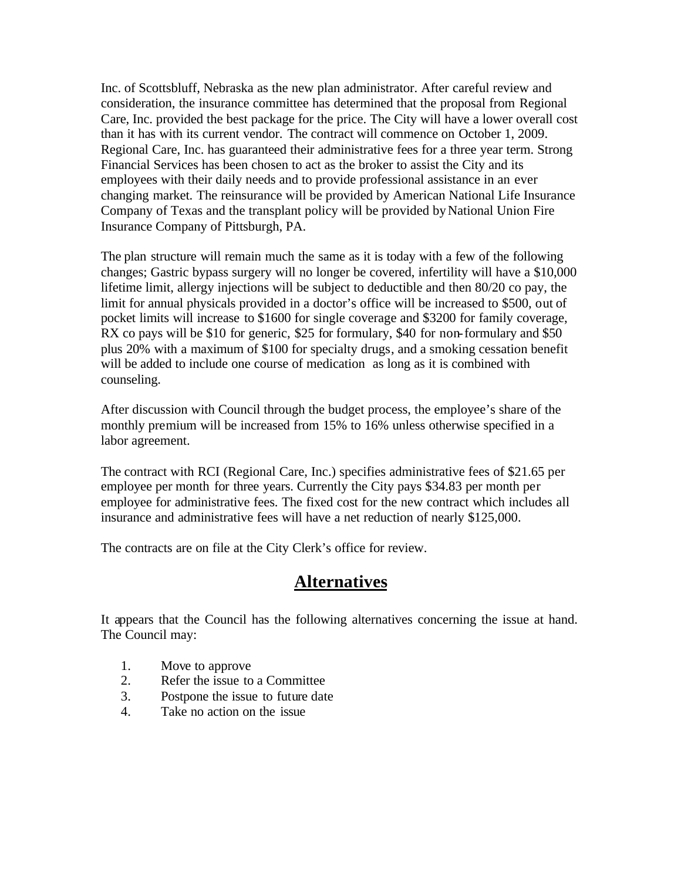Inc. of Scottsbluff, Nebraska as the new plan administrator. After careful review and consideration, the insurance committee has determined that the proposal from Regional Care, Inc. provided the best package for the price. The City will have a lower overall cost than it has with its current vendor. The contract will commence on October 1, 2009. Regional Care, Inc. has guaranteed their administrative fees for a three year term. Strong Financial Services has been chosen to act as the broker to assist the City and its employees with their daily needs and to provide professional assistance in an ever changing market. The reinsurance will be provided by American National Life Insurance Company of Texas and the transplant policy will be provided by National Union Fire Insurance Company of Pittsburgh, PA.

The plan structure will remain much the same as it is today with a few of the following changes; Gastric bypass surgery will no longer be covered, infertility will have a $10,000 lifetime limit, allergy injections will be subject to deductible and then 80/20 co pay, the limit for annual physicals provided in a doctor's office will be increased to $500, out of pocket limits will increase to $1600 for single coverage and $3200 for family coverage, RX co pays will be $10 for generic, $25 for formulary, $40 for non-formulary and $50 plus 20% with a maximum of $100 for specialty drugs, and a smoking cessation benefit will be added to include one course of medication as long as it is combined with counseling.

After discussion with Council through the budget process, the employee's share of the monthly premium will be increased from 15% to 16% unless otherwise specified in a labor agreement.

The contract with RCI (Regional Care, Inc.) specifies administrative fees of $21.65 per employee per month for three years. Currently the City pays $34.83 per month per employee for administrative fees. The fixed cost for the new contract which includes all insurance and administrative fees will have a net reduction of nearly $125,000.

The contracts are on file at the City Clerk's office for review.

## Alternatives

It appears that the Council has the following alternatives concerning the issue at hand. The Council may:

1. Move to approve
2. Refer the issue to a Committee
3. Postpone the issue to future date
4. Take no action on the issue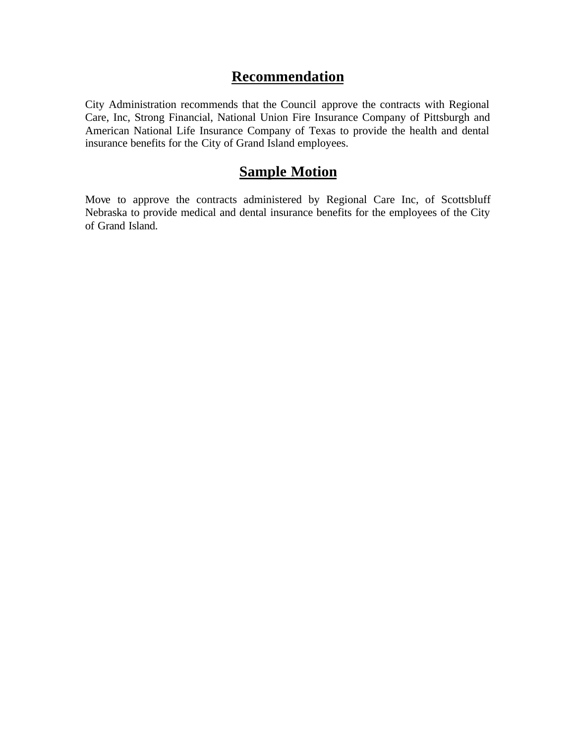# Recommendation

City Administration recommends that the Council approve the contracts with Regional Care, Inc, Strong Financial, National Union Fire Insurance Company of Pittsburgh and American National Life Insurance Company of Texas to provide the health and dental insurance benefits for the City of Grand Island employees.

# Sample Motion

Move to approve the contracts administered by Regional Care Inc, of Scottsbluff Nebraska to provide medical and dental insurance benefits for the employees of the City of Grand Island.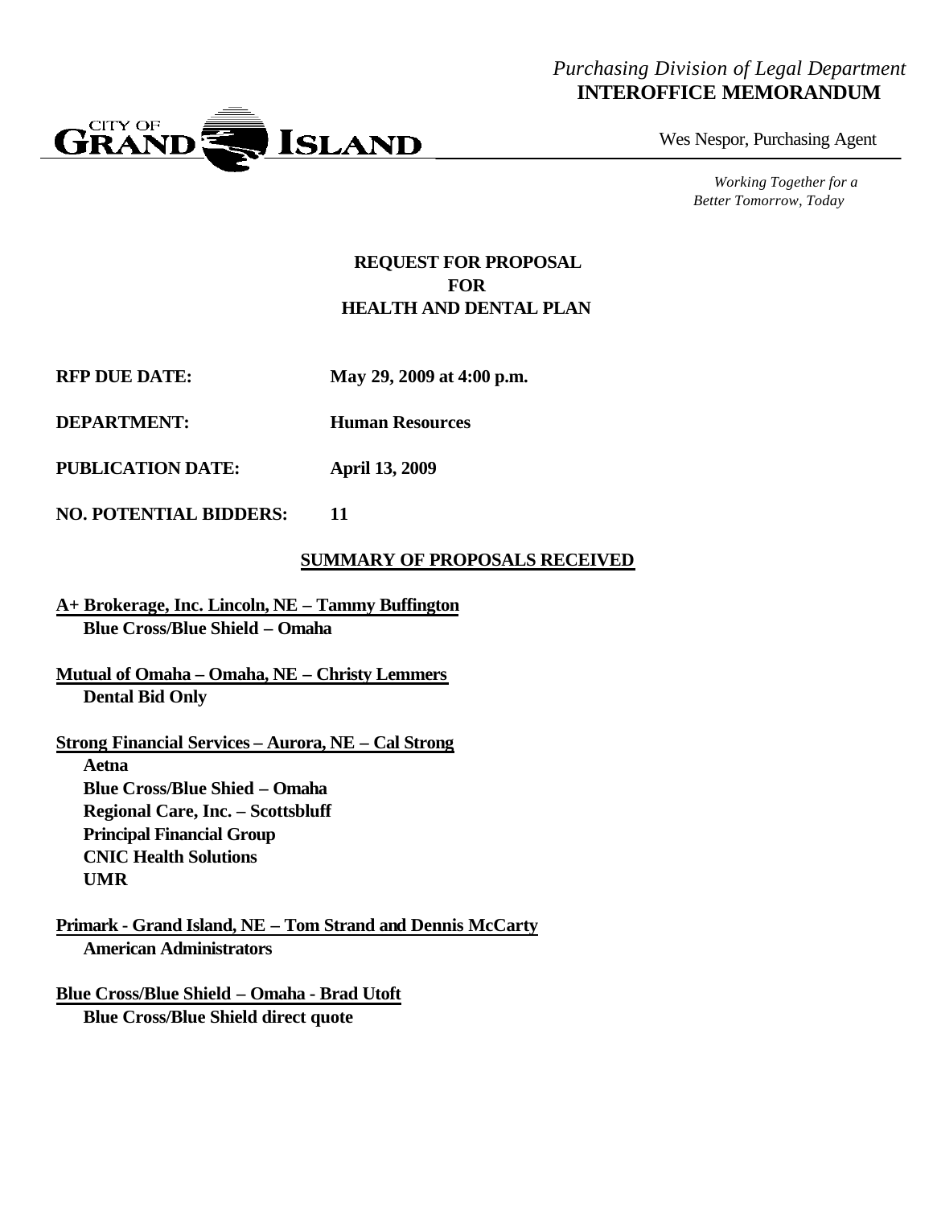*Purchasing Division of Legal Department*
**INTEROFFICE MEMORANDUM**

CITY OF GRAND ISLAND

Wes Nespor, Purchasing Agent

*Working Together for a Better Tomorrow, Today*

## REQUEST FOR PROPOSAL FOR HEALTH AND DENTAL PLAN

**RFP DUE DATE:** **May 29, 2009 at 4:00 p.m.**

**DEPARTMENT:** **Human Resources**

**PUBLICATION DATE:** **April 13, 2009**

**NO. POTENTIAL BIDDERS:** **11**

### SUMMARY OF PROPOSALS RECEIVED

**A+ Brokerage, Inc. Lincoln, NE – Tammy Buffington**
**Blue Cross/Blue Shield – Omaha**

**Mutual of Omaha – Omaha, NE – Christy Lemmers**
**Dental Bid Only**

**Strong Financial Services – Aurora, NE – Cal Strong**
**Aetna**
**Blue Cross/Blue Shied – Omaha**
**Regional Care, Inc. – Scottsbluff**
**Principal Financial Group**
**CNIC Health Solutions**
**UMR**

**Primark - Grand Island, NE – Tom Strand and Dennis McCarty**
**American Administrators**

**Blue Cross/Blue Shield – Omaha - Brad Utoft**
**Blue Cross/Blue Shield direct quote**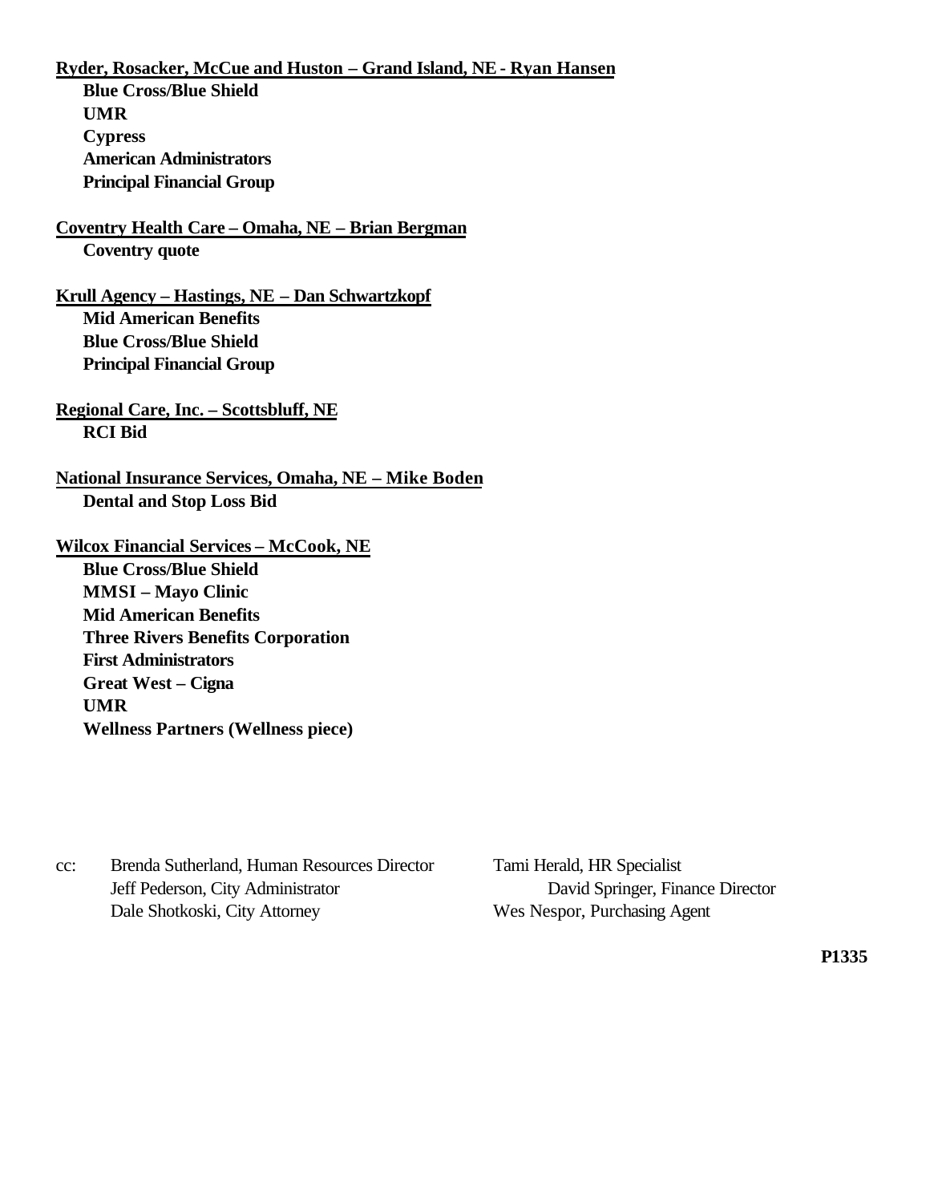<u>**Ryder, Rosacker, McCue and Huston – Grand Island, NE - Ryan Hansen**</u>

**Blue Cross/Blue Shield**
**UMR**
**Cypress**
**American Administrators**
**Principal Financial Group**

<u>**Coventry Health Care – Omaha, NE – Brian Bergman**</u>

**Coventry quote**

<u>**Krull Agency – Hastings, NE – Dan Schwartzkopf**</u>

**Mid American Benefits**
**Blue Cross/Blue Shield**
**Principal Financial Group**

<u>**Regional Care, Inc. – Scottsbluff, NE**</u>

**RCI Bid**

<u>**National Insurance Services, Omaha, NE – Mike Boden**</u>

**Dental and Stop Loss Bid**

<u>**Wilcox Financial Services – McCook, NE**</u>

**Blue Cross/Blue Shield**
**MMSI – Mayo Clinic**
**Mid American Benefits**
**Three Rivers Benefits Corporation**
**First Administrators**
**Great West – Cigna**
**UMR**
**Wellness Partners (Wellness piece)**

cc: Brenda Sutherland, Human Resources Director
Jeff Pederson, City Administrator
Dale Shotkoski, City Attorney
Tami Herald, HR Specialist
David Springer, Finance Director
Wes Nespor, Purchasing Agent

**P1335**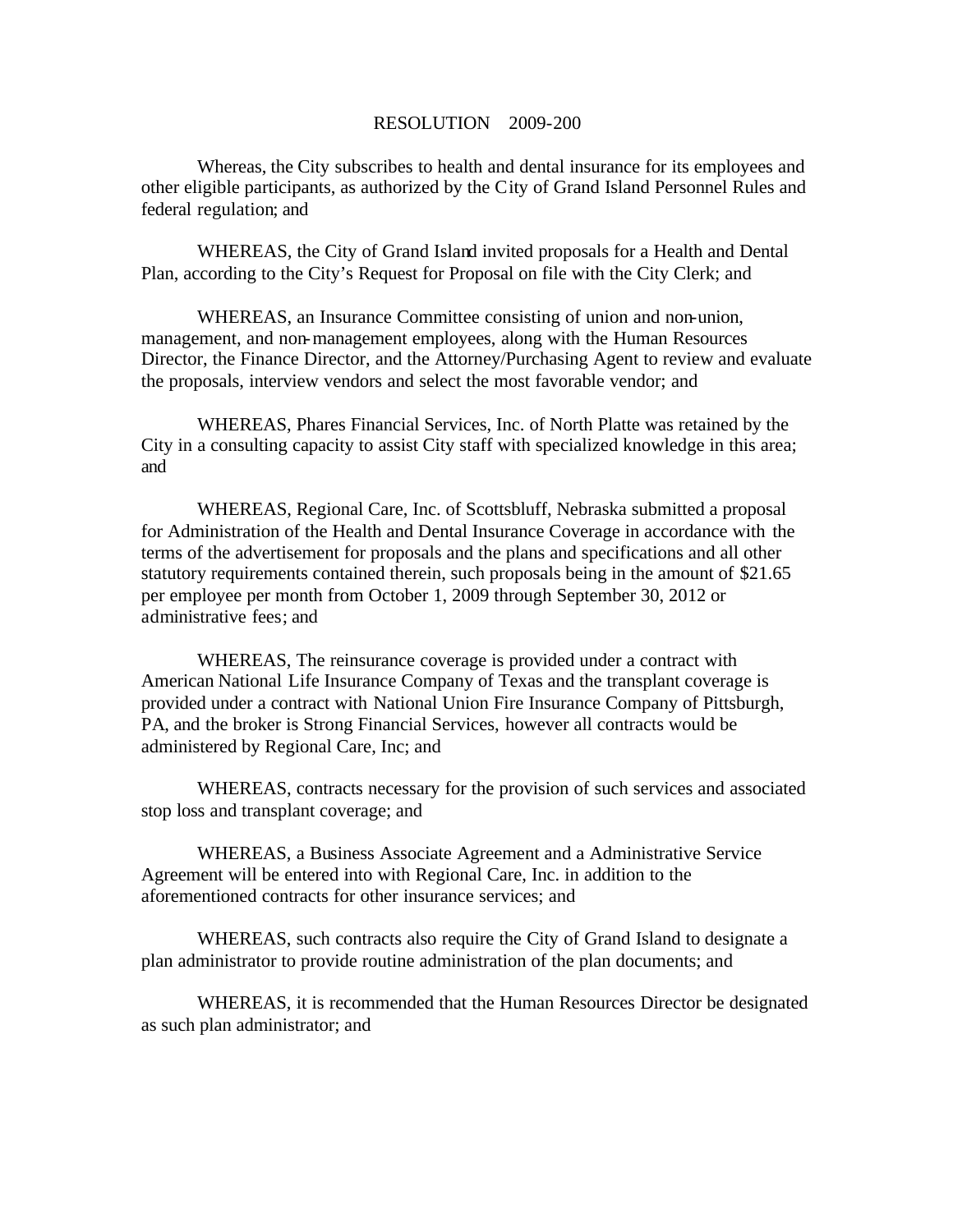RESOLUTION 2009-200

Whereas, the City subscribes to health and dental insurance for its employees and other eligible participants, as authorized by the City of Grand Island Personnel Rules and federal regulation; and

WHEREAS, the City of Grand Island invited proposals for a Health and Dental Plan, according to the City's Request for Proposal on file with the City Clerk; and

WHEREAS, an Insurance Committee consisting of union and non-union, management, and non-management employees, along with the Human Resources Director, the Finance Director, and the Attorney/Purchasing Agent to review and evaluate the proposals, interview vendors and select the most favorable vendor; and

WHEREAS, Phares Financial Services, Inc. of North Platte was retained by the City in a consulting capacity to assist City staff with specialized knowledge in this area; and

WHEREAS, Regional Care, Inc. of Scottsbluff, Nebraska submitted a proposal for Administration of the Health and Dental Insurance Coverage in accordance with the terms of the advertisement for proposals and the plans and specifications and all other statutory requirements contained therein, such proposals being in the amount of $21.65 per employee per month from October 1, 2009 through September 30, 2012 or administrative fees; and

WHEREAS, The reinsurance coverage is provided under a contract with American National Life Insurance Company of Texas and the transplant coverage is provided under a contract with National Union Fire Insurance Company of Pittsburgh, PA, and the broker is Strong Financial Services, however all contracts would be administered by Regional Care, Inc; and

WHEREAS, contracts necessary for the provision of such services and associated stop loss and transplant coverage; and

WHEREAS, a Business Associate Agreement and a Administrative Service Agreement will be entered into with Regional Care, Inc. in addition to the aforementioned contracts for other insurance services; and

WHEREAS, such contracts also require the City of Grand Island to designate a plan administrator to provide routine administration of the plan documents; and

WHEREAS, it is recommended that the Human Resources Director be designated as such plan administrator; and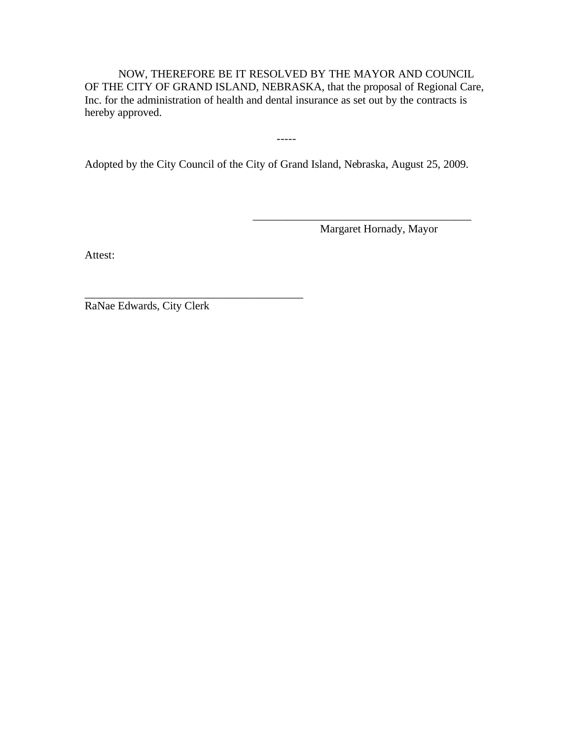NOW, THEREFORE BE IT RESOLVED BY THE MAYOR AND COUNCIL OF THE CITY OF GRAND ISLAND, NEBRASKA, that the proposal of Regional Care, Inc. for the administration of health and dental insurance as set out by the contracts is hereby approved.

-----

Adopted by the City Council of the City of Grand Island, Nebraska, August 25, 2009.

\_\_\_\_\_\_\_\_\_\_\_\_\_\_\_\_\_\_\_\_\_\_\_\_\_\_\_\_\_\_\_\_\_\_\_\_\_\_\_\_

Margaret Hornady, Mayor

Attest:

\_\_\_\_\_\_\_\_\_\_\_\_\_\_\_\_\_\_\_\_\_\_\_\_\_\_\_\_\_\_\_\_\_\_\_\_\_\_\_\_

RaNae Edwards, City Clerk